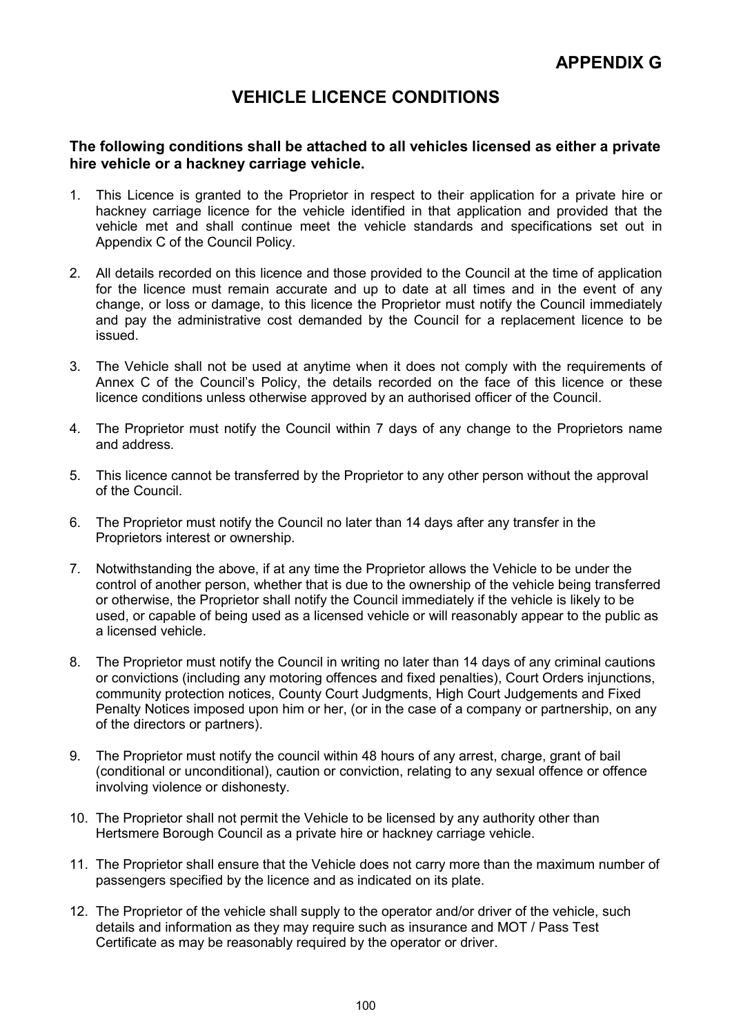# APPENDIX G

## VEHICLE LICENCE CONDITIONS

**The following conditions shall be attached to all vehicles licensed as either a private hire vehicle or a hackney carriage vehicle.**

1. This Licence is granted to the Proprietor in respect to their application for a private hire or hackney carriage licence for the vehicle identified in that application and provided that the vehicle met and shall continue meet the vehicle standards and specifications set out in Appendix C of the Council Policy.

2. All details recorded on this licence and those provided to the Council at the time of application for the licence must remain accurate and up to date at all times and in the event of any change, or loss or damage, to this licence the Proprietor must notify the Council immediately and pay the administrative cost demanded by the Council for a replacement licence to be issued.

3. The Vehicle shall not be used at anytime when it does not comply with the requirements of Annex C of the Council's Policy, the details recorded on the face of this licence or these licence conditions unless otherwise approved by an authorised officer of the Council.

4. The Proprietor must notify the Council within 7 days of any change to the Proprietors name and address.

5. This licence cannot be transferred by the Proprietor to any other person without the approval of the Council.

6. The Proprietor must notify the Council no later than 14 days after any transfer in the Proprietors interest or ownership.

7. Notwithstanding the above, if at any time the Proprietor allows the Vehicle to be under the control of another person, whether that is due to the ownership of the vehicle being transferred or otherwise, the Proprietor shall notify the Council immediately if the vehicle is likely to be used, or capable of being used as a licensed vehicle or will reasonably appear to the public as a licensed vehicle.

8. The Proprietor must notify the Council in writing no later than 14 days of any criminal cautions or convictions (including any motoring offences and fixed penalties), Court Orders injunctions, community protection notices, County Court Judgments, High Court Judgements and Fixed Penalty Notices imposed upon him or her, (or in the case of a company or partnership, on any of the directors or partners).

9. The Proprietor must notify the council within 48 hours of any arrest, charge, grant of bail (conditional or unconditional), caution or conviction, relating to any sexual offence or offence involving violence or dishonesty.

10. The Proprietor shall not permit the Vehicle to be licensed by any authority other than Hertsmere Borough Council as a private hire or hackney carriage vehicle.

11. The Proprietor shall ensure that the Vehicle does not carry more than the maximum number of passengers specified by the licence and as indicated on its plate.

12. The Proprietor of the vehicle shall supply to the operator and/or driver of the vehicle, such details and information as they may require such as insurance and MOT / Pass Test Certificate as may be reasonably required by the operator or driver.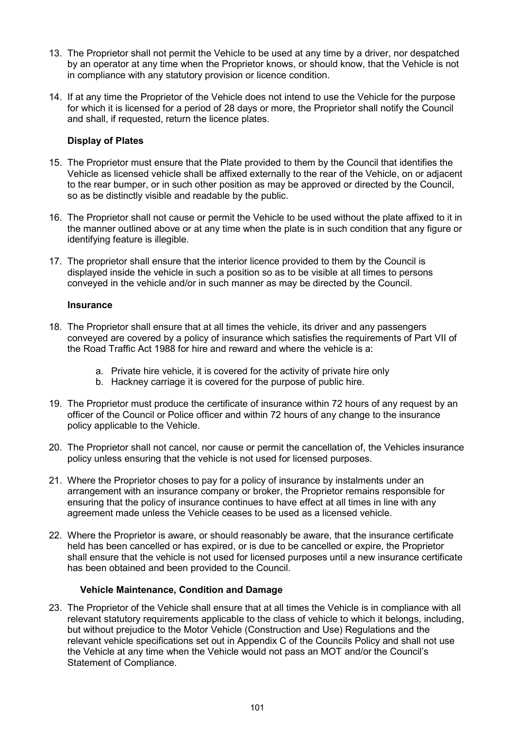13. The Proprietor shall not permit the Vehicle to be used at any time by a driver, nor despatched by an operator at any time when the Proprietor knows, or should know, that the Vehicle is not in compliance with any statutory provision or licence condition.

14. If at any time the Proprietor of the Vehicle does not intend to use the Vehicle for the purpose for which it is licensed for a period of 28 days or more, the Proprietor shall notify the Council and shall, if requested, return the licence plates.

### Display of Plates

15. The Proprietor must ensure that the Plate provided to them by the Council that identifies the Vehicle as licensed vehicle shall be affixed externally to the rear of the Vehicle, on or adjacent to the rear bumper, or in such other position as may be approved or directed by the Council, so as be distinctly visible and readable by the public.

16. The Proprietor shall not cause or permit the Vehicle to be used without the plate affixed to it in the manner outlined above or at any time when the plate is in such condition that any figure or identifying feature is illegible.

17. The proprietor shall ensure that the interior licence provided to them by the Council is displayed inside the vehicle in such a position so as to be visible at all times to persons conveyed in the vehicle and/or in such manner as may be directed by the Council.

### Insurance

18. The Proprietor shall ensure that at all times the vehicle, its driver and any passengers conveyed are covered by a policy of insurance which satisfies the requirements of Part VII of the Road Traffic Act 1988 for hire and reward and where the vehicle is a:

    a. Private hire vehicle, it is covered for the activity of private hire only
    b. Hackney carriage it is covered for the purpose of public hire.

19. The Proprietor must produce the certificate of insurance within 72 hours of any request by an officer of the Council or Police officer and within 72 hours of any change to the insurance policy applicable to the Vehicle.

20. The Proprietor shall not cancel, nor cause or permit the cancellation of, the Vehicles insurance policy unless ensuring that the vehicle is not used for licensed purposes.

21. Where the Proprietor choses to pay for a policy of insurance by instalments under an arrangement with an insurance company or broker, the Proprietor remains responsible for ensuring that the policy of insurance continues to have effect at all times in line with any agreement made unless the Vehicle ceases to be used as a licensed vehicle.

22. Where the Proprietor is aware, or should reasonably be aware, that the insurance certificate held has been cancelled or has expired, or is due to be cancelled or expire, the Proprietor shall ensure that the vehicle is not used for licensed purposes until a new insurance certificate has been obtained and been provided to the Council.

### Vehicle Maintenance, Condition and Damage

23. The Proprietor of the Vehicle shall ensure that at all times the Vehicle is in compliance with all relevant statutory requirements applicable to the class of vehicle to which it belongs, including, but without prejudice to the Motor Vehicle (Construction and Use) Regulations and the relevant vehicle specifications set out in Appendix C of the Councils Policy and shall not use the Vehicle at any time when the Vehicle would not pass an MOT and/or the Council's Statement of Compliance.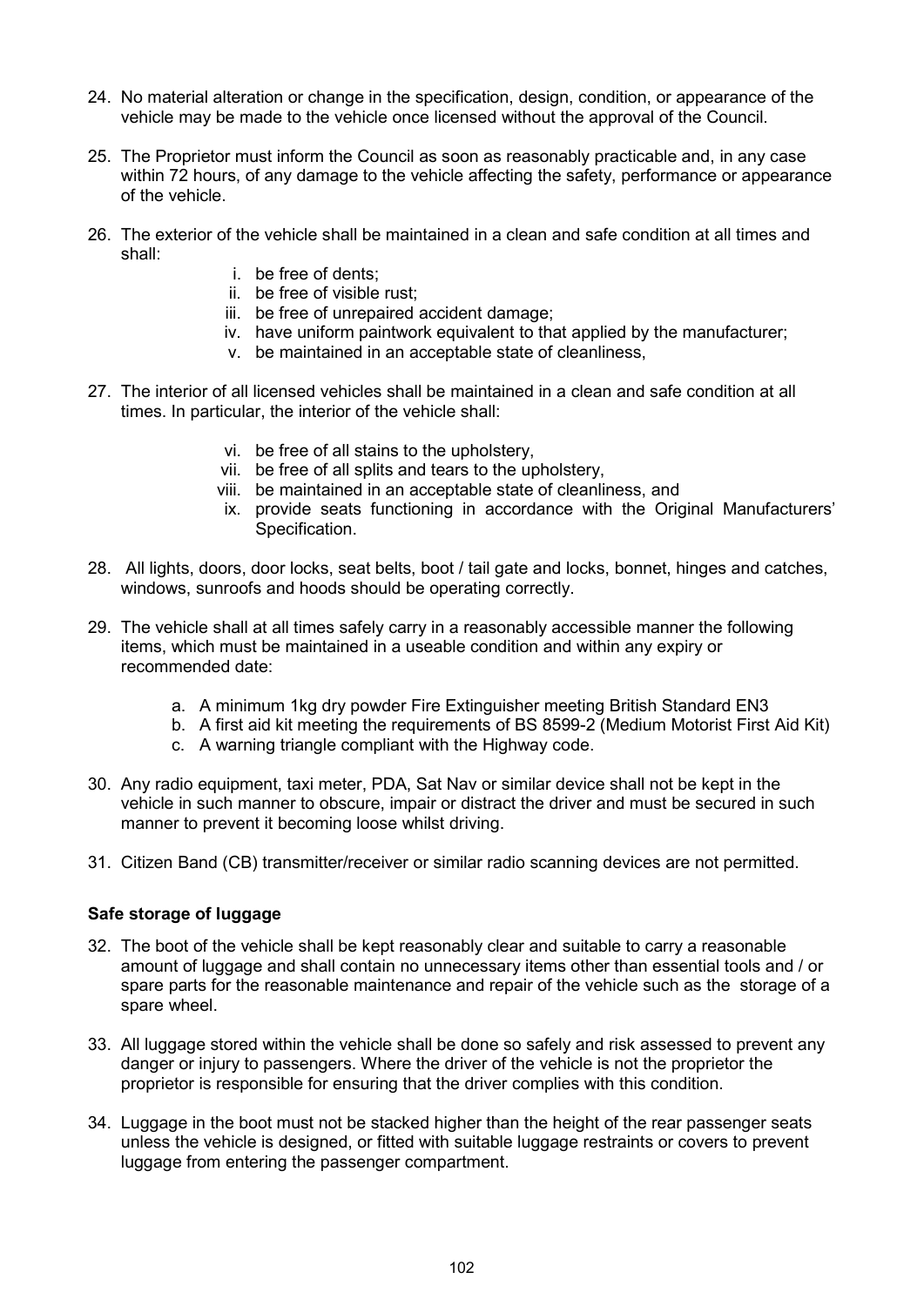24. No material alteration or change in the specification, design, condition, or appearance of the vehicle may be made to the vehicle once licensed without the approval of the Council.

25. The Proprietor must inform the Council as soon as reasonably practicable and, in any case within 72 hours, of any damage to the vehicle affecting the safety, performance or appearance of the vehicle.

26. The exterior of the vehicle shall be maintained in a clean and safe condition at all times and shall:

    i. be free of dents;
    ii. be free of visible rust;
    iii. be free of unrepaired accident damage;
    iv. have uniform paintwork equivalent to that applied by the manufacturer;
    v. be maintained in an acceptable state of cleanliness,

27. The interior of all licensed vehicles shall be maintained in a clean and safe condition at all times. In particular, the interior of the vehicle shall:

    vi. be free of all stains to the upholstery,
    vii. be free of all splits and tears to the upholstery,
    viii. be maintained in an acceptable state of cleanliness, and
    ix. provide seats functioning in accordance with the Original Manufacturers' Specification.

28. All lights, doors, door locks, seat belts, boot / tail gate and locks, bonnet, hinges and catches, windows, sunroofs and hoods should be operating correctly.

29. The vehicle shall at all times safely carry in a reasonably accessible manner the following items, which must be maintained in a useable condition and within any expiry or recommended date:

    a. A minimum 1kg dry powder Fire Extinguisher meeting British Standard EN3
    b. A first aid kit meeting the requirements of BS 8599-2 (Medium Motorist First Aid Kit)
    c. A warning triangle compliant with the Highway code.

30. Any radio equipment, taxi meter, PDA, Sat Nav or similar device shall not be kept in the vehicle in such manner to obscure, impair or distract the driver and must be secured in such manner to prevent it becoming loose whilst driving.

31. Citizen Band (CB) transmitter/receiver or similar radio scanning devices are not permitted.

**Safe storage of luggage**

32. The boot of the vehicle shall be kept reasonably clear and suitable to carry a reasonable amount of luggage and shall contain no unnecessary items other than essential tools and / or spare parts for the reasonable maintenance and repair of the vehicle such as the storage of a spare wheel.

33. All luggage stored within the vehicle shall be done so safely and risk assessed to prevent any danger or injury to passengers. Where the driver of the vehicle is not the proprietor the proprietor is responsible for ensuring that the driver complies with this condition.

34. Luggage in the boot must not be stacked higher than the height of the rear passenger seats unless the vehicle is designed, or fitted with suitable luggage restraints or covers to prevent luggage from entering the passenger compartment.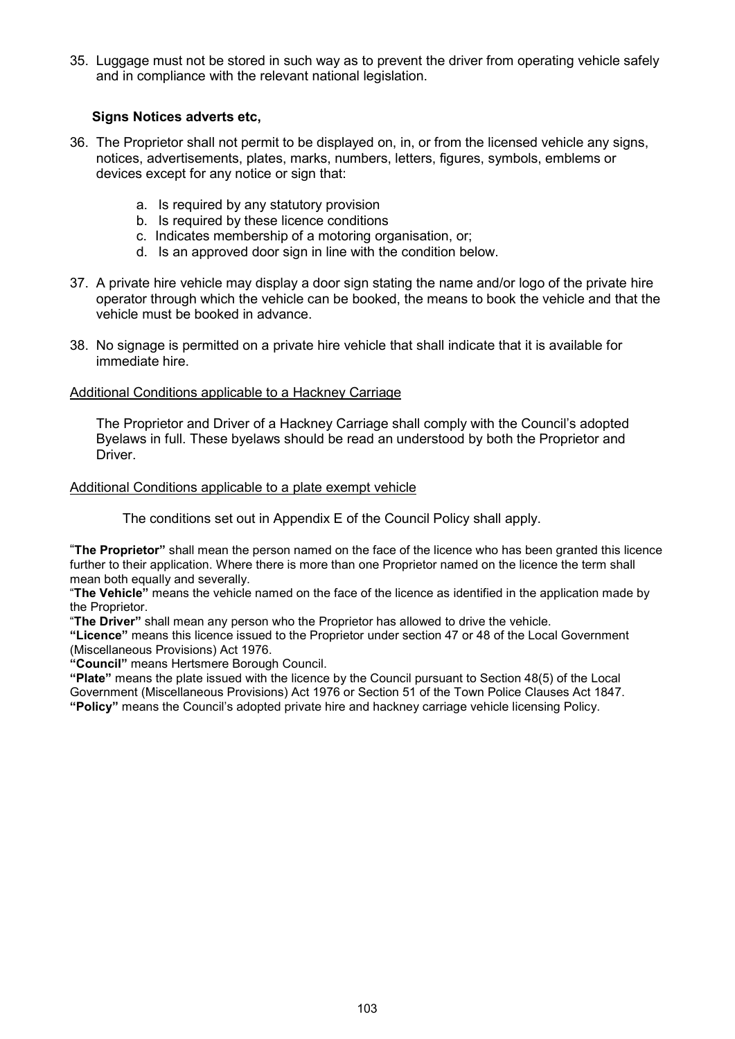35. Luggage must not be stored in such way as to prevent the driver from operating vehicle safely and in compliance with the relevant national legislation.

### Signs Notices adverts etc,

36. The Proprietor shall not permit to be displayed on, in, or from the licensed vehicle any signs, notices, advertisements, plates, marks, numbers, letters, figures, symbols, emblems or devices except for any notice or sign that:

    a. Is required by any statutory provision
    b. Is required by these licence conditions
    c. Indicates membership of a motoring organisation, or;
    d. Is an approved door sign in line with the condition below.

37. A private hire vehicle may display a door sign stating the name and/or logo of the private hire operator through which the vehicle can be booked, the means to book the vehicle and that the vehicle must be booked in advance.

38. No signage is permitted on a private hire vehicle that shall indicate that it is available for immediate hire.

<u>Additional Conditions applicable to a Hackney Carriage</u>

The Proprietor and Driver of a Hackney Carriage shall comply with the Council's adopted Byelaws in full. These byelaws should be read an understood by both the Proprietor and Driver.

<u>Additional Conditions applicable to a plate exempt vehicle</u>

The conditions set out in Appendix E of the Council Policy shall apply.

"**The Proprietor"** shall mean the person named on the face of the licence who has been granted this licence further to their application. Where there is more than one Proprietor named on the licence the term shall mean both equally and severally.
"**The Vehicle"** means the vehicle named on the face of the licence as identified in the application made by the Proprietor.
"**The Driver"** shall mean any person who the Proprietor has allowed to drive the vehicle.
**"Licence"** means this licence issued to the Proprietor under section 47 or 48 of the Local Government (Miscellaneous Provisions) Act 1976.
**"Council"** means Hertsmere Borough Council.
**"Plate"** means the plate issued with the licence by the Council pursuant to Section 48(5) of the Local Government (Miscellaneous Provisions) Act 1976 or Section 51 of the Town Police Clauses Act 1847.
**"Policy"** means the Council's adopted private hire and hackney carriage vehicle licensing Policy.